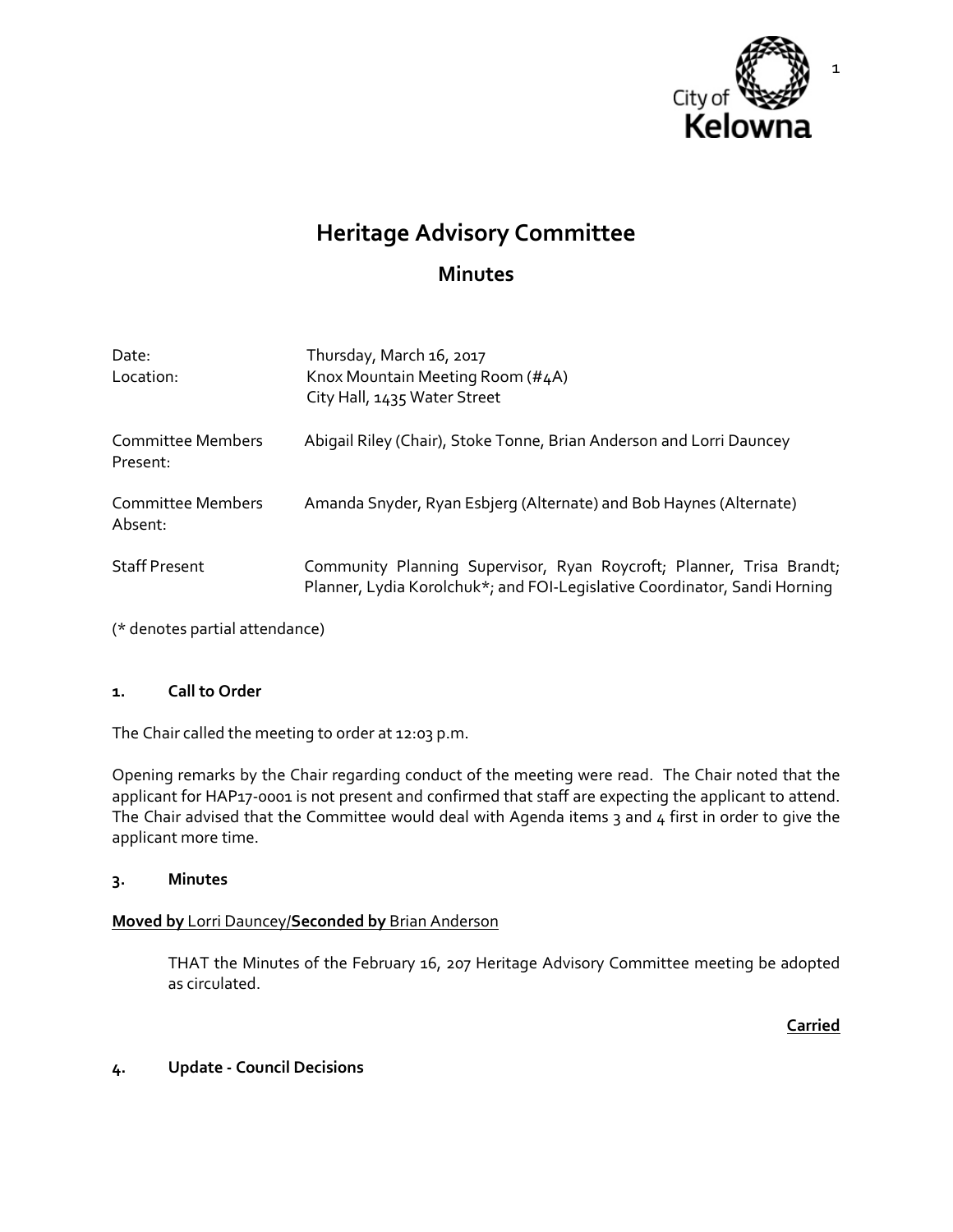# Heritage Advisory Committee

## Minutes

| | |
|---|---|
| Date: | Thursday, March 16, 2017 |
| Location: | Knox Mountain Meeting Room (#4A)<br>City Hall, 1435 Water Street |
| Committee Members Present: | Abigail Riley (Chair), Stoke Tonne, Brian Anderson and Lorri Dauncey |
| Committee Members Absent: | Amanda Snyder, Ryan Esbjerg (Alternate) and Bob Haynes (Alternate) |
| Staff Present | Community Planning Supervisor, Ryan Roycroft; Planner, Trisa Brandt; Planner, Lydia Korolchuk*; and FOI-Legislative Coordinator, Sandi Horning |

(* denotes partial attendance)

### 1. Call to Order

The Chair called the meeting to order at 12:03 p.m.

Opening remarks by the Chair regarding conduct of the meeting were read. The Chair noted that the applicant for HAP17-0001 is not present and confirmed that staff are expecting the applicant to attend. The Chair advised that the Committee would deal with Agenda items 3 and 4 first in order to give the applicant more time.

### 3. Minutes

**Moved by** Lorri Dauncey/**Seconded by** Brian Anderson

> THAT the Minutes of the February 16, 207 Heritage Advisory Committee meeting be adopted as circulated.

**Carried**

### 4. Update - Council Decisions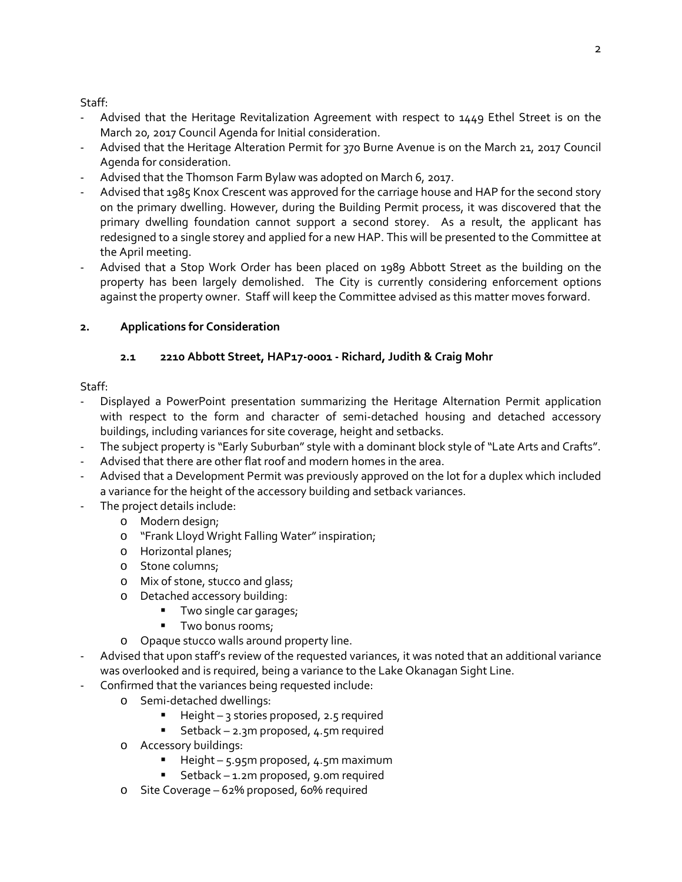Staff:

- Advised that the Heritage Revitalization Agreement with respect to 1449 Ethel Street is on the March 20, 2017 Council Agenda for Initial consideration.
- Advised that the Heritage Alteration Permit for 370 Burne Avenue is on the March 21, 2017 Council Agenda for consideration.
- Advised that the Thomson Farm Bylaw was adopted on March 6, 2017.
- Advised that 1985 Knox Crescent was approved for the carriage house and HAP for the second story on the primary dwelling. However, during the Building Permit process, it was discovered that the primary dwelling foundation cannot support a second storey. As a result, the applicant has redesigned to a single storey and applied for a new HAP. This will be presented to the Committee at the April meeting.
- Advised that a Stop Work Order has been placed on 1989 Abbott Street as the building on the property has been largely demolished. The City is currently considering enforcement options against the property owner. Staff will keep the Committee advised as this matter moves forward.

## 2. Applications for Consideration

### 2.1 2210 Abbott Street, HAP17-0001 - Richard, Judith & Craig Mohr

Staff:

- Displayed a PowerPoint presentation summarizing the Heritage Alternation Permit application with respect to the form and character of semi-detached housing and detached accessory buildings, including variances for site coverage, height and setbacks.
- The subject property is "Early Suburban" style with a dominant block style of "Late Arts and Crafts".
- Advised that there are other flat roof and modern homes in the area.
- Advised that a Development Permit was previously approved on the lot for a duplex which included a variance for the height of the accessory building and setback variances.
- The project details include:
  - Modern design;
  - "Frank Lloyd Wright Falling Water" inspiration;
  - Horizontal planes;
  - Stone columns;
  - Mix of stone, stucco and glass;
  - Detached accessory building:
    - Two single car garages;
    - Two bonus rooms;
  - Opaque stucco walls around property line.
- Advised that upon staff's review of the requested variances, it was noted that an additional variance was overlooked and is required, being a variance to the Lake Okanagan Sight Line.
- Confirmed that the variances being requested include:
  - Semi-detached dwellings:
    - Height – 3 stories proposed, 2.5 required
    - Setback – 2.3m proposed, 4.5m required
  - Accessory buildings:
    - Height – 5.95m proposed, 4.5m maximum
    - Setback – 1.2m proposed, 9.0m required
  - Site Coverage – 62% proposed, 60% required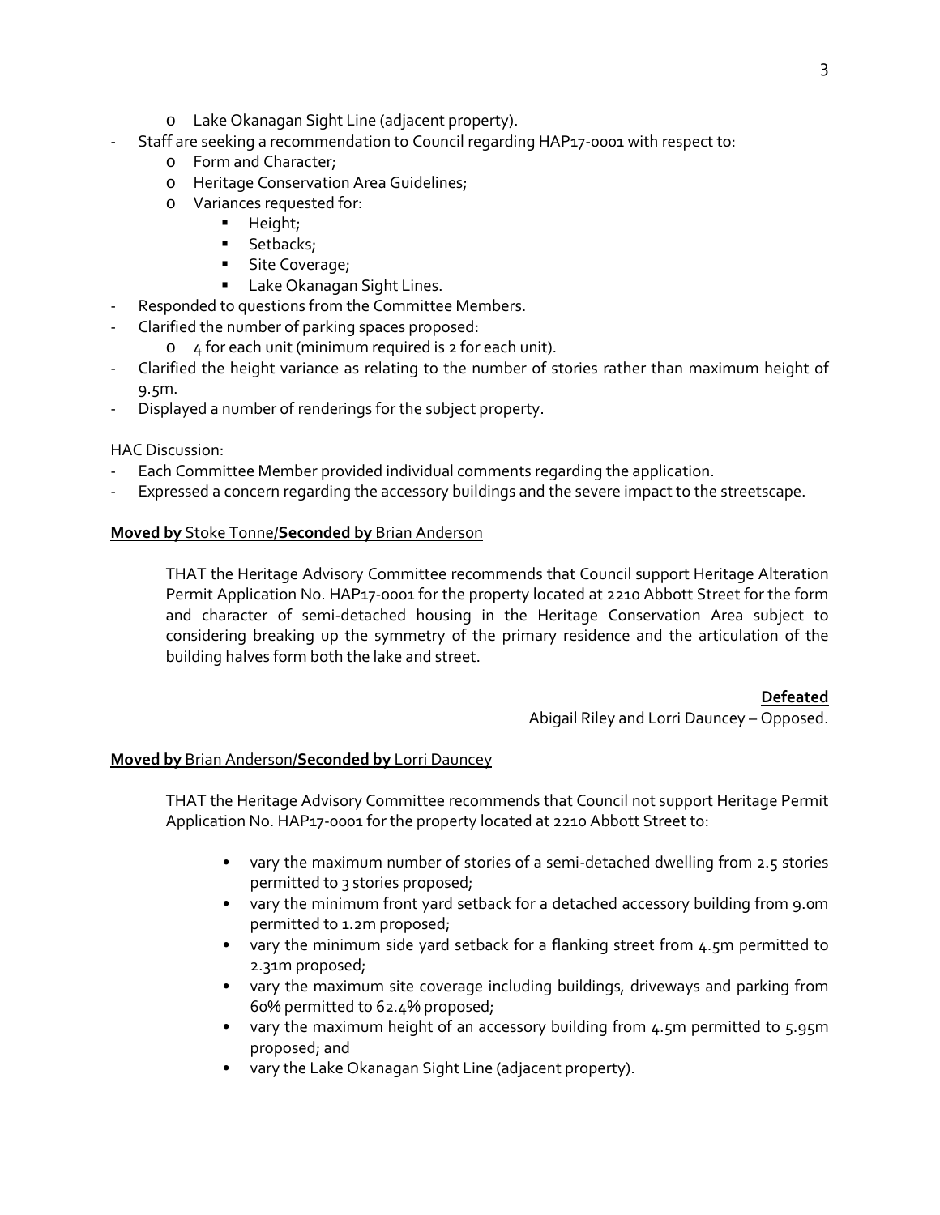- Lake Okanagan Sight Line (adjacent property).
- Staff are seeking a recommendation to Council regarding HAP17-0001 with respect to:
    - Form and Character;
    - Heritage Conservation Area Guidelines;
    - Variances requested for:
        - Height;
        - Setbacks;
        - Site Coverage;
        - Lake Okanagan Sight Lines.
- Responded to questions from the Committee Members.
- Clarified the number of parking spaces proposed:
    - 4 for each unit (minimum required is 2 for each unit).
- Clarified the height variance as relating to the number of stories rather than maximum height of 9.5m.
- Displayed a number of renderings for the subject property.

HAC Discussion:

- Each Committee Member provided individual comments regarding the application.
- Expressed a concern regarding the accessory buildings and the severe impact to the streetscape.

**Moved by** Stoke Tonne/**Seconded by** Brian Anderson

> THAT the Heritage Advisory Committee recommends that Council support Heritage Alteration Permit Application No. HAP17-0001 for the property located at 2210 Abbott Street for the form and character of semi-detached housing in the Heritage Conservation Area subject to considering breaking up the symmetry of the primary residence and the articulation of the building halves form both the lake and street.

**Defeated**

Abigail Riley and Lorri Dauncey – Opposed.

**Moved by** Brian Anderson/**Seconded by** Lorri Dauncey

> THAT the Heritage Advisory Committee recommends that Council not support Heritage Permit Application No. HAP17-0001 for the property located at 2210 Abbott Street to:
>
> - vary the maximum number of stories of a semi-detached dwelling from 2.5 stories permitted to 3 stories proposed;
> - vary the minimum front yard setback for a detached accessory building from 9.0m permitted to 1.2m proposed;
> - vary the minimum side yard setback for a flanking street from 4.5m permitted to 2.31m proposed;
> - vary the maximum site coverage including buildings, driveways and parking from 60% permitted to 62.4% proposed;
> - vary the maximum height of an accessory building from 4.5m permitted to 5.95m proposed; and
> - vary the Lake Okanagan Sight Line (adjacent property).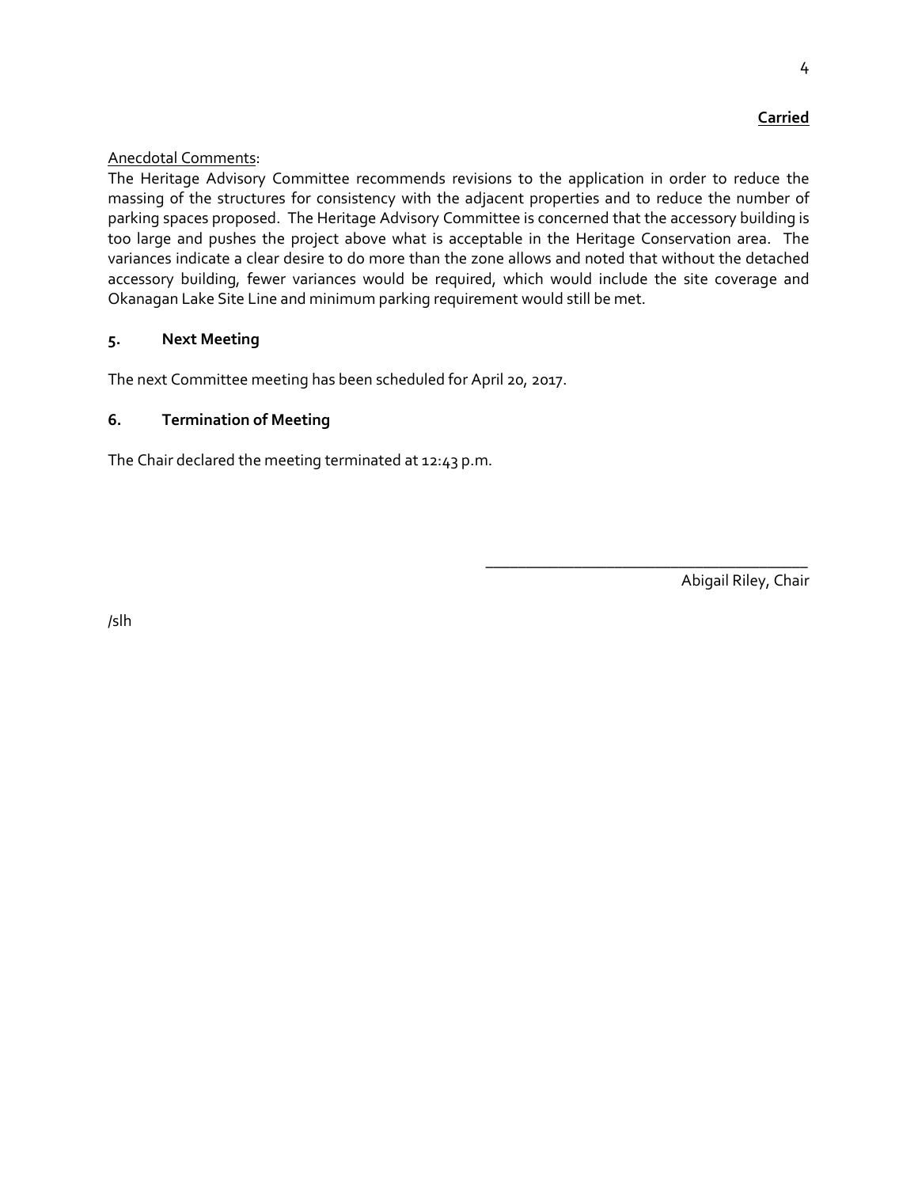**Carried**

Anecdotal Comments:

The Heritage Advisory Committee recommends revisions to the application in order to reduce the massing of the structures for consistency with the adjacent properties and to reduce the number of parking spaces proposed. The Heritage Advisory Committee is concerned that the accessory building is too large and pushes the project above what is acceptable in the Heritage Conservation area. The variances indicate a clear desire to do more than the zone allows and noted that without the detached accessory building, fewer variances would be required, which would include the site coverage and Okanagan Lake Site Line and minimum parking requirement would still be met.

## 5. Next Meeting

The next Committee meeting has been scheduled for April 20, 2017.

## 6. Termination of Meeting

The Chair declared the meeting terminated at 12:43 p.m.

\_\_\_\_\_\_\_\_\_\_\_\_\_\_\_\_\_\_\_\_\_\_\_\_\_\_\_\_\_\_\_\_\_\_\_\_\_\_\_\_

Abigail Riley, Chair

/slh